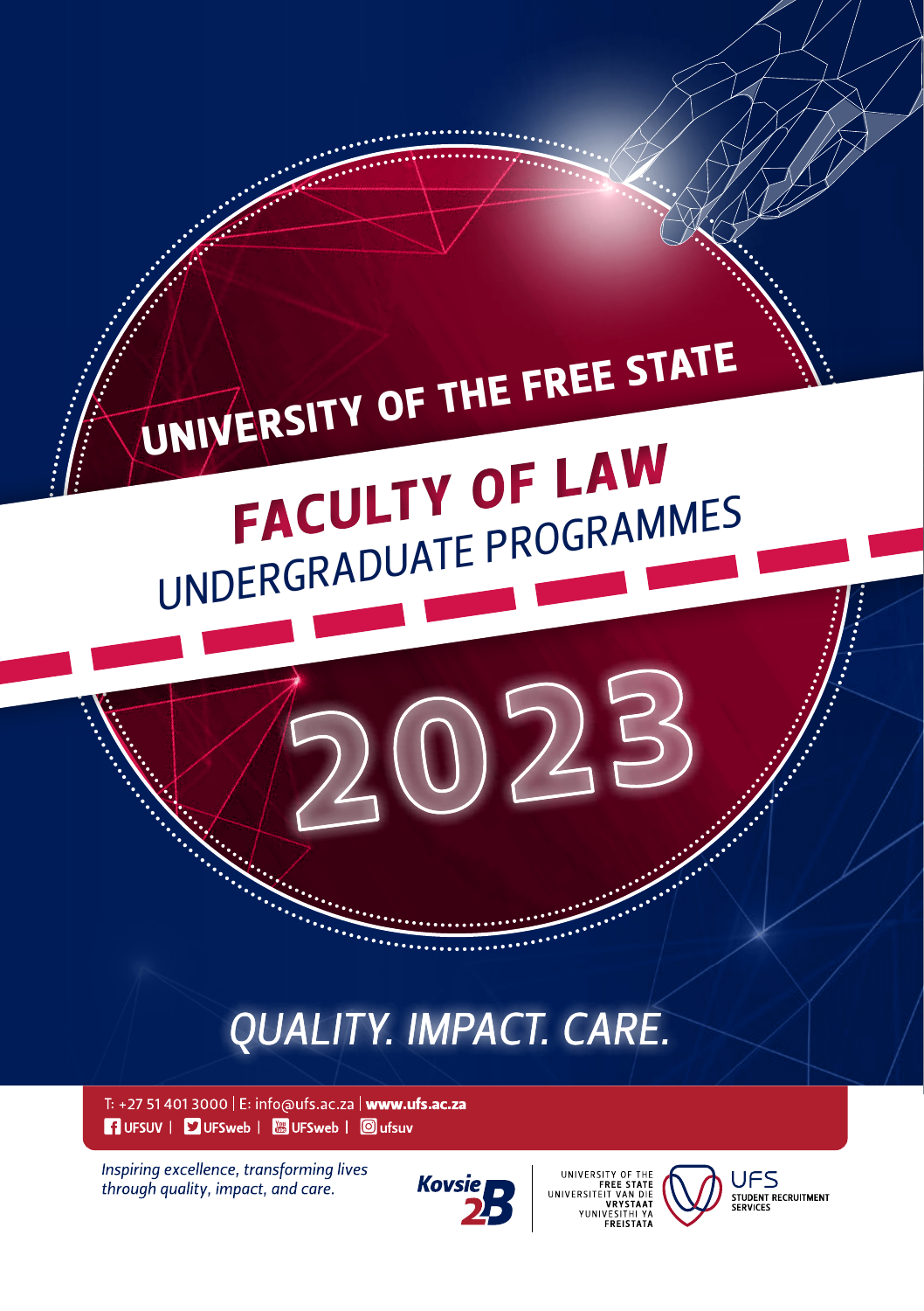# UNIVERSITY OF THE FREE STATE

# FACULTY OF LAW

## UNDERGRADUATE PROGRAMMES

# 2023

## QUALITY. IMPACT. CARE.

T: +27 51 401 3000 | E: info@ufs.ac.za | **www.ufs.ac.za**

**UFSUV** | **UFSweb** | **UFSweb** | **ufsuv**

*Inspiring excellence, transforming lives through quality, impact, and care.*

Kovsie 2B

UNIVERSITY OF THE FREE STATE
UNIVERSITEIT VAN DIE VRYSTAAT
YUNIVESITHI YA FREISTATA

UFS STUDENT RECRUITMENT SERVICES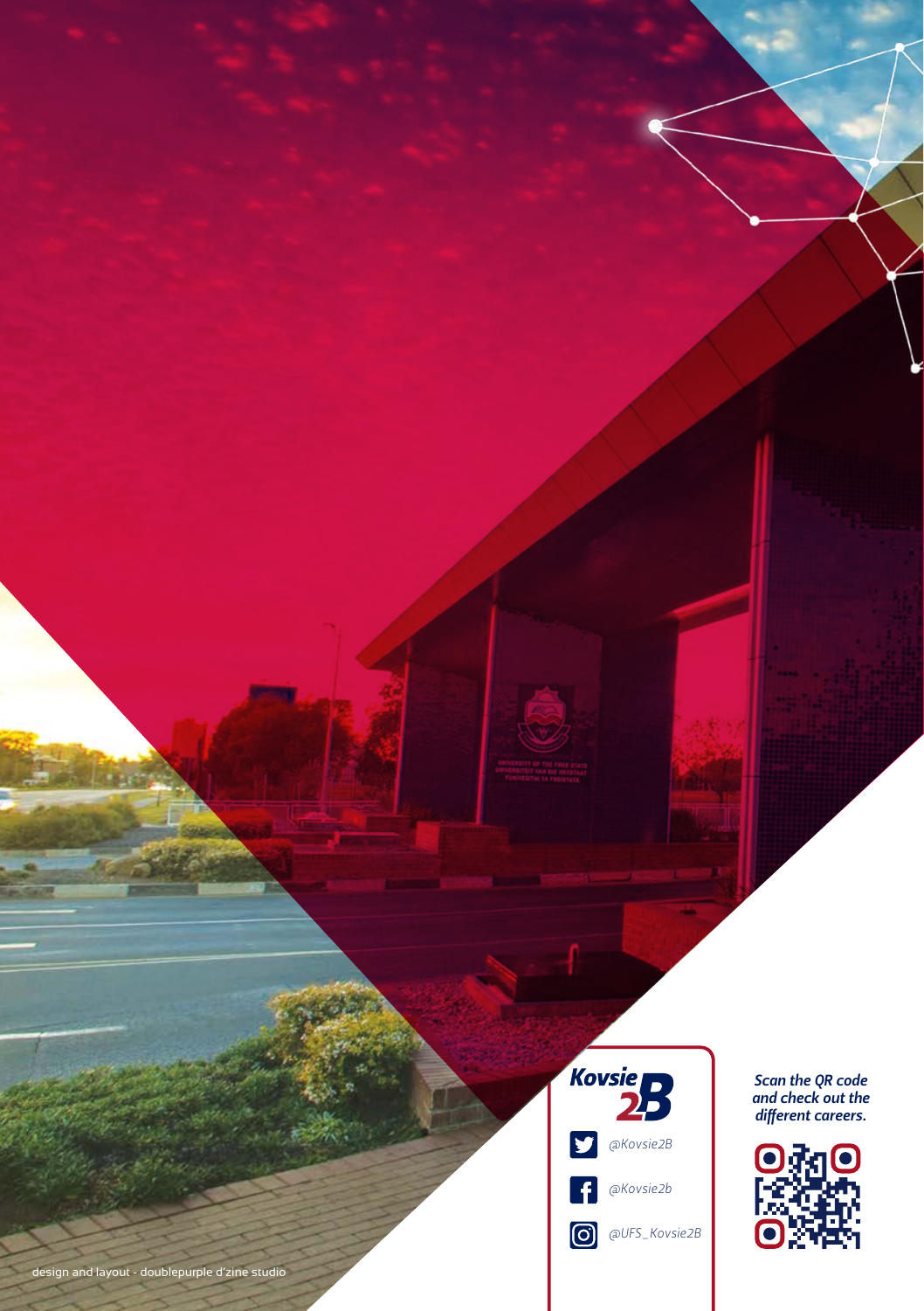Kovsie 2B

@Kovsie2B

@Kovsie2b

@UFS_Kovsie2B

*Scan the QR code and check out the different careers.*

design and layout - doublepurple d'zine studio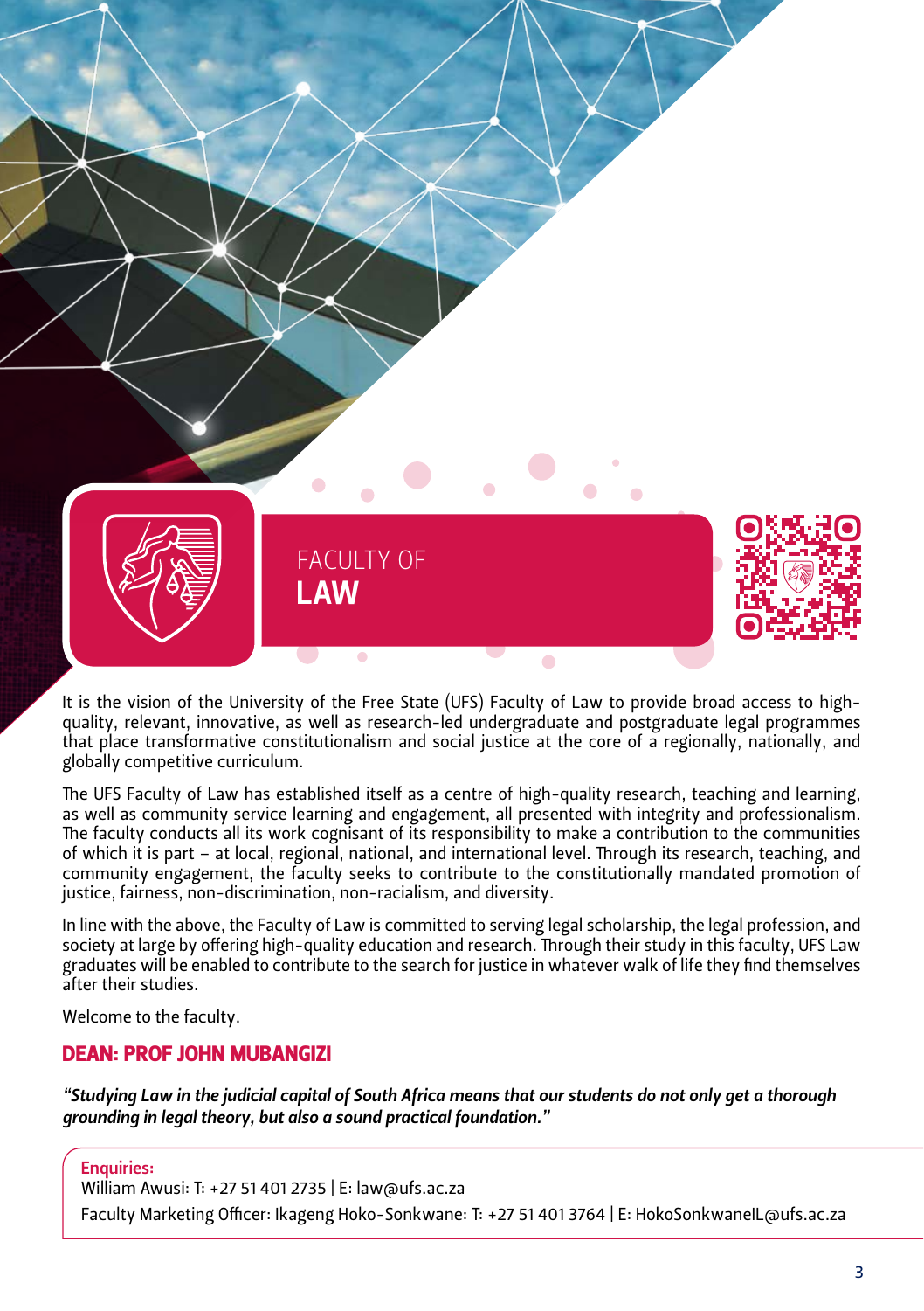# FACULTY OF LAW

It is the vision of the University of the Free State (UFS) Faculty of Law to provide broad access to high-quality, relevant, innovative, as well as research-led undergraduate and postgraduate legal programmes that place transformative constitutionalism and social justice at the core of a regionally, nationally, and globally competitive curriculum.

The UFS Faculty of Law has established itself as a centre of high-quality research, teaching and learning, as well as community service learning and engagement, all presented with integrity and professionalism. The faculty conducts all its work cognisant of its responsibility to make a contribution to the communities of which it is part – at local, regional, national, and international level. Through its research, teaching, and community engagement, the faculty seeks to contribute to the constitutionally mandated promotion of justice, fairness, non-discrimination, non-racialism, and diversity.

In line with the above, the Faculty of Law is committed to serving legal scholarship, the legal profession, and society at large by offering high-quality education and research. Through their study in this faculty, UFS Law graduates will be enabled to contribute to the search for justice in whatever walk of life they find themselves after their studies.

Welcome to the faculty.

## DEAN: PROF JOHN MUBANGIZI

*"Studying Law in the judicial capital of South Africa means that our students do not only get a thorough grounding in legal theory, but also a sound practical foundation."*

**Enquiries:**
William Awusi: T: +27 51 401 2735 | E: law@ufs.ac.za
Faculty Marketing Officer: Ikageng Hoko-Sonkwane: T: +27 51 401 3764 | E: HokoSonkwaneIL@ufs.ac.za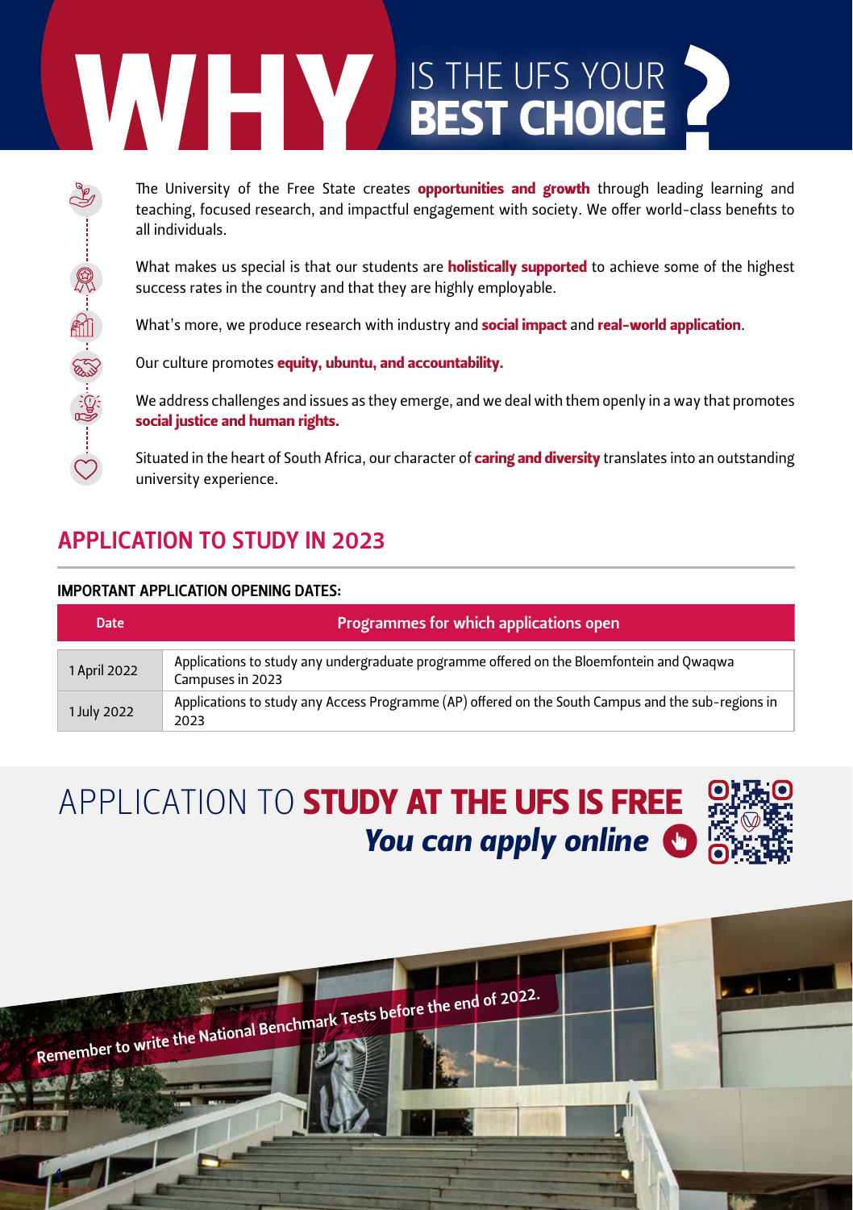# WHY IS THE UFS YOUR BEST CHOICE?

The University of the Free State creates **opportunities and growth** through leading learning and teaching, focused research, and impactful engagement with society. We offer world-class benefits to all individuals.

What makes us special is that our students are **holistically supported** to achieve some of the highest success rates in the country and that they are highly employable.

What's more, we produce research with industry and **social impact** and **real-world application**.

Our culture promotes **equity, ubuntu, and accountability.**

We address challenges and issues as they emerge, and we deal with them openly in a way that promotes **social justice and human rights.**

Situated in the heart of South Africa, our character of **caring and diversity** translates into an outstanding university experience.

## APPLICATION TO STUDY IN 2023

**IMPORTANT APPLICATION OPENING DATES:**

| Date | Programmes for which applications open |
|---|---|
| 1 April 2022 | Applications to study any undergraduate programme offered on the Bloemfontein and Qwaqwa Campuses in 2023 |
| 1 July 2022 | Applications to study any Access Programme (AP) offered on the South Campus and the sub-regions in 2023 |

## APPLICATION TO **STUDY AT THE UFS IS FREE**

***You can apply online***

Remember to write the National Benchmark Tests before the end of 2022.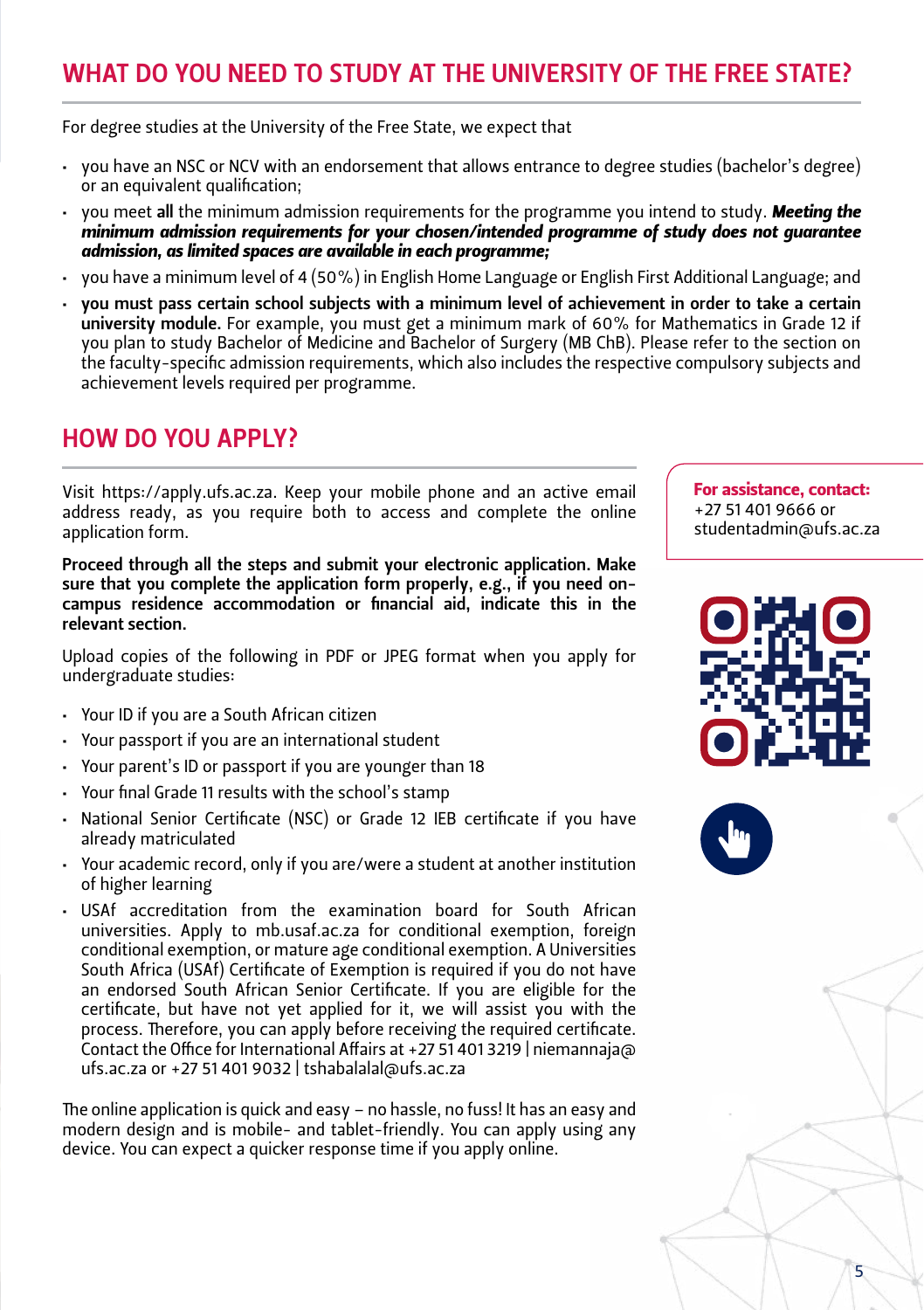## WHAT DO YOU NEED TO STUDY AT THE UNIVERSITY OF THE FREE STATE?

For degree studies at the University of the Free State, we expect that

- you have an NSC or NCV with an endorsement that allows entrance to degree studies (bachelor's degree) or an equivalent qualification;
- you meet **all** the minimum admission requirements for the programme you intend to study. ***Meeting the minimum admission requirements for your chosen/intended programme of study does not guarantee admission, as limited spaces are available in each programme;***
- you have a minimum level of 4 (50%) in English Home Language or English First Additional Language; and
- **you must pass certain school subjects with a minimum level of achievement in order to take a certain university module.** For example, you must get a minimum mark of 60% for Mathematics in Grade 12 if you plan to study Bachelor of Medicine and Bachelor of Surgery (MB ChB). Please refer to the section on the faculty-specific admission requirements, which also includes the respective compulsory subjects and achievement levels required per programme.

## HOW DO YOU APPLY?

Visit https://apply.ufs.ac.za. Keep your mobile phone and an active email address ready, as you require both to access and complete the online application form.

**Proceed through all the steps and submit your electronic application. Make sure that you complete the application form properly, e.g., if you need on-campus residence accommodation or financial aid, indicate this in the relevant section.**

Upload copies of the following in PDF or JPEG format when you apply for undergraduate studies:

- Your ID if you are a South African citizen
- Your passport if you are an international student
- Your parent's ID or passport if you are younger than 18
- Your final Grade 11 results with the school's stamp
- National Senior Certificate (NSC) or Grade 12 IEB certificate if you have already matriculated
- Your academic record, only if you are/were a student at another institution of higher learning
- USAf accreditation from the examination board for South African universities. Apply to mb.usaf.ac.za for conditional exemption, foreign conditional exemption, or mature age conditional exemption. A Universities South Africa (USAf) Certificate of Exemption is required if you do not have an endorsed South African Senior Certificate. If you are eligible for the certificate, but have not yet applied for it, we will assist you with the process. Therefore, you can apply before receiving the required certificate. Contact the Office for International Affairs at +27 51 401 3219 | niemannaja@ufs.ac.za or +27 51 401 9032 | tshabalalal@ufs.ac.za

The online application is quick and easy – no hassle, no fuss! It has an easy and modern design and is mobile- and tablet-friendly. You can apply using any device. You can expect a quicker response time if you apply online.

**For assistance, contact:**
+27 51 401 9666 or
studentadmin@ufs.ac.za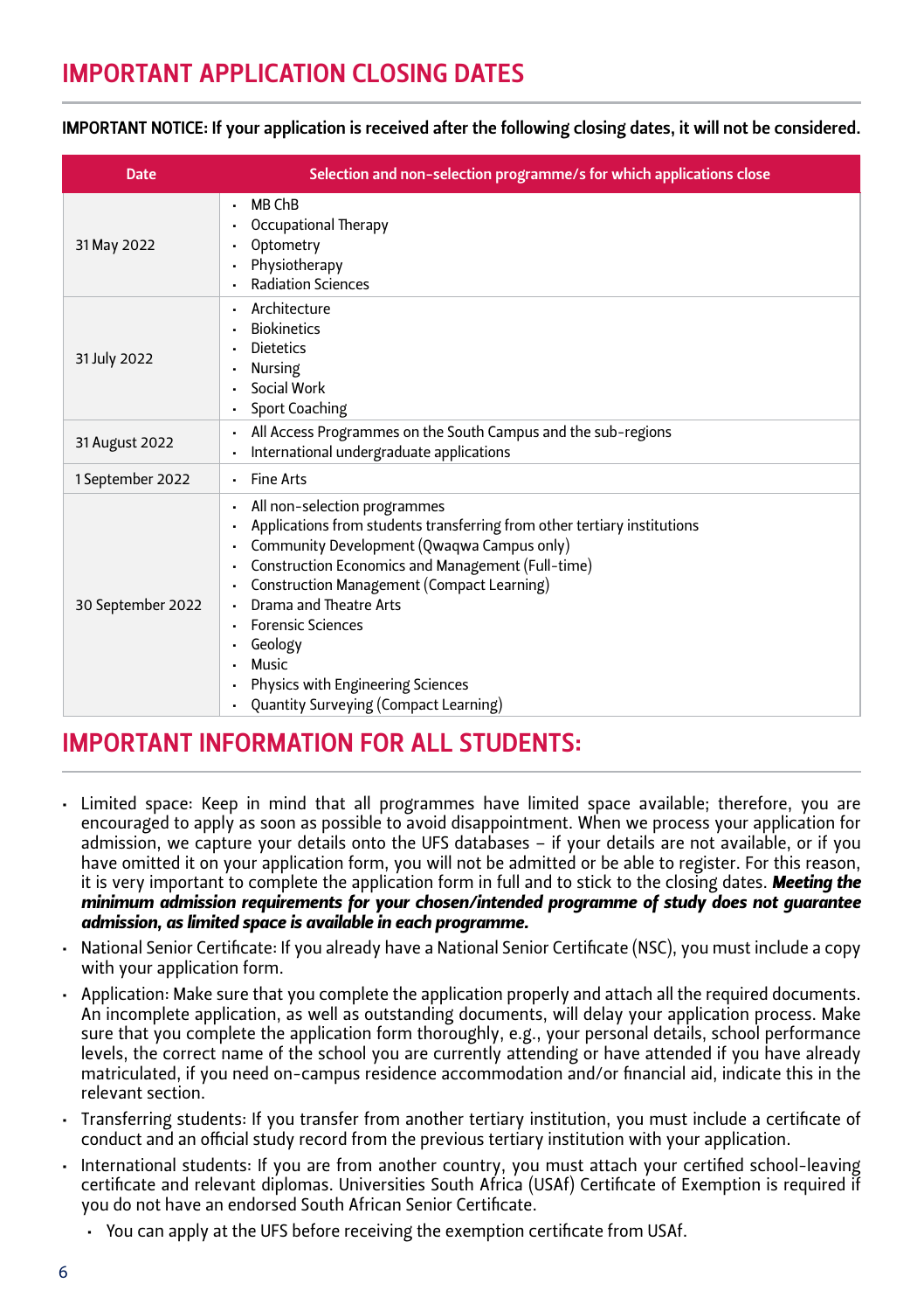## IMPORTANT APPLICATION CLOSING DATES

**IMPORTANT NOTICE: If your application is received after the following closing dates, it will not be considered.**

| Date | Selection and non-selection programme/s for which applications close |
|---|---|
| 31 May 2022 | • MB ChB<br>• Occupational Therapy<br>• Optometry<br>• Physiotherapy<br>• Radiation Sciences |
| 31 July 2022 | • Architecture<br>• Biokinetics<br>• Dietetics<br>• Nursing<br>• Social Work<br>• Sport Coaching |
| 31 August 2022 | • All Access Programmes on the South Campus and the sub-regions<br>• International undergraduate applications |
| 1 September 2022 | • Fine Arts |
| 30 September 2022 | • All non-selection programmes<br>• Applications from students transferring from other tertiary institutions<br>• Community Development (Qwaqwa Campus only)<br>• Construction Economics and Management (Full-time)<br>• Construction Management (Compact Learning)<br>• Drama and Theatre Arts<br>• Forensic Sciences<br>• Geology<br>• Music<br>• Physics with Engineering Sciences<br>• Quantity Surveying (Compact Learning) |

## IMPORTANT INFORMATION FOR ALL STUDENTS:

- Limited space: Keep in mind that all programmes have limited space available; therefore, you are encouraged to apply as soon as possible to avoid disappointment. When we process your application for admission, we capture your details onto the UFS databases – if your details are not available, or if you have omitted it on your application form, you will not be admitted or be able to register. For this reason, it is very important to complete the application form in full and to stick to the closing dates. ***Meeting the minimum admission requirements for your chosen/intended programme of study does not guarantee admission, as limited space is available in each programme.***
- National Senior Certificate: If you already have a National Senior Certificate (NSC), you must include a copy with your application form.
- Application: Make sure that you complete the application properly and attach all the required documents. An incomplete application, as well as outstanding documents, will delay your application process. Make sure that you complete the application form thoroughly, e.g., your personal details, school performance levels, the correct name of the school you are currently attending or have attended if you have already matriculated, if you need on-campus residence accommodation and/or financial aid, indicate this in the relevant section.
- Transferring students: If you transfer from another tertiary institution, you must include a certificate of conduct and an official study record from the previous tertiary institution with your application.
- International students: If you are from another country, you must attach your certified school-leaving certificate and relevant diplomas. Universities South Africa (USAf) Certificate of Exemption is required if you do not have an endorsed South African Senior Certificate.
  - You can apply at the UFS before receiving the exemption certificate from USAf.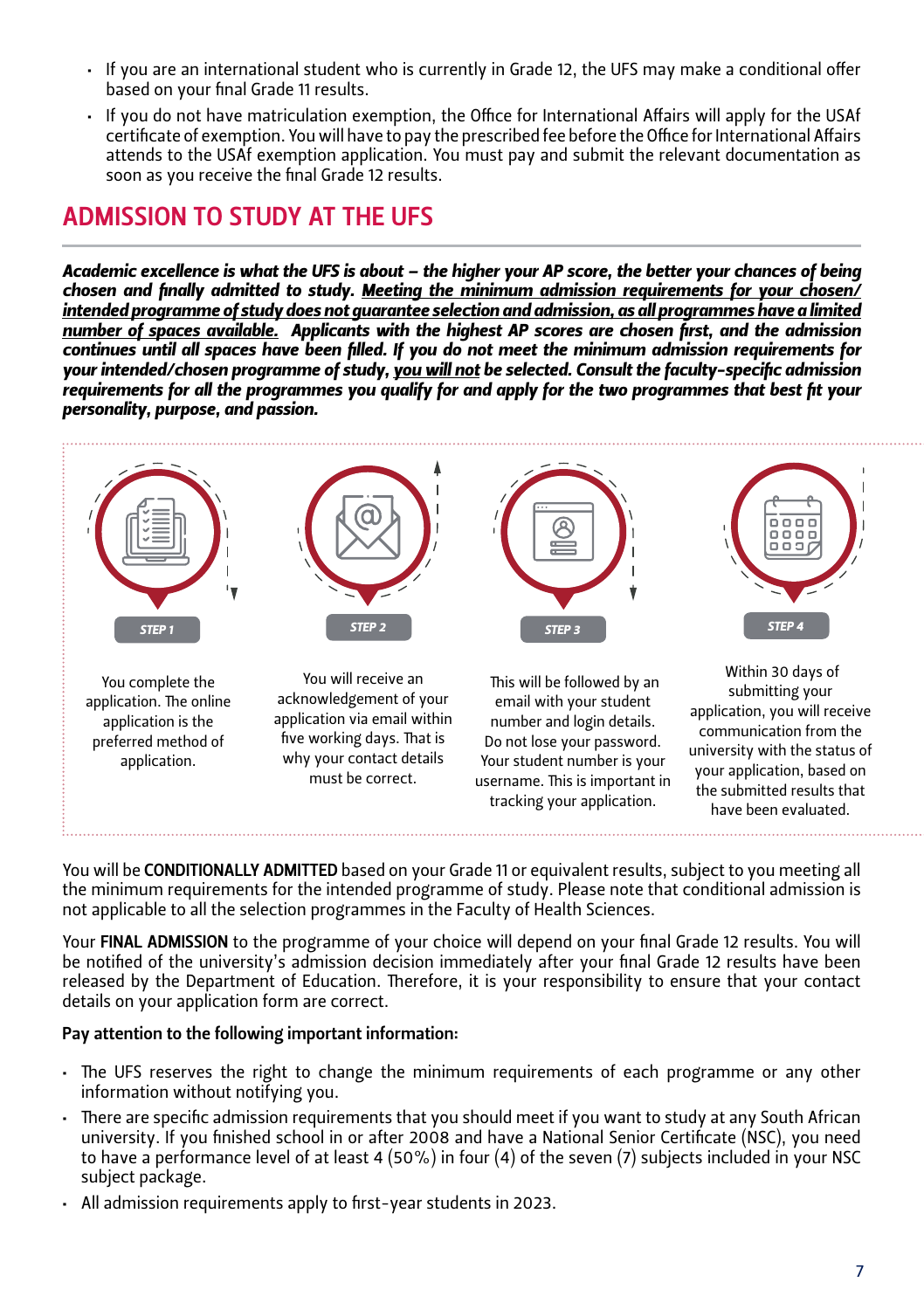- If you are an international student who is currently in Grade 12, the UFS may make a conditional offer based on your final Grade 11 results.
- If you do not have matriculation exemption, the Office for International Affairs will apply for the USAf certificate of exemption. You will have to pay the prescribed fee before the Office for International Affairs attends to the USAf exemption application. You must pay and submit the relevant documentation as soon as you receive the final Grade 12 results.

## ADMISSION TO STUDY AT THE UFS

***Academic excellence is what the UFS is about – the higher your AP score, the better your chances of being chosen and finally admitted to study. <u>Meeting the minimum admission requirements for your chosen/intended programme of study does not guarantee selection and admission, as all programmes have a limited number of spaces available.</u> Applicants with the highest AP scores are chosen first, and the admission continues until all spaces have been filled. If you do not meet the minimum admission requirements for your intended/chosen programme of study, <u>you will not</u> be selected. Consult the faculty-specific admission requirements for all the programmes you qualify for and apply for the two programmes that best fit your personality, purpose, and passion.***

**STEP 1**

You complete the application. The online application is the preferred method of application.

**STEP 2**

You will receive an acknowledgement of your application via email within five working days. That is why your contact details must be correct.

**STEP 3**

This will be followed by an email with your student number and login details. Do not lose your password. Your student number is your username. This is important in tracking your application.

**STEP 4**

Within 30 days of submitting your application, you will receive communication from the university with the status of your application, based on the submitted results that have been evaluated.

You will be **CONDITIONALLY ADMITTED** based on your Grade 11 or equivalent results, subject to you meeting all the minimum requirements for the intended programme of study. Please note that conditional admission is not applicable to all the selection programmes in the Faculty of Health Sciences.

Your **FINAL ADMISSION** to the programme of your choice will depend on your final Grade 12 results. You will be notified of the university's admission decision immediately after your final Grade 12 results have been released by the Department of Education. Therefore, it is your responsibility to ensure that your contact details on your application form are correct.

**Pay attention to the following important information:**

- The UFS reserves the right to change the minimum requirements of each programme or any other information without notifying you.
- There are specific admission requirements that you should meet if you want to study at any South African university. If you finished school in or after 2008 and have a National Senior Certificate (NSC), you need to have a performance level of at least 4 (50%) in four (4) of the seven (7) subjects included in your NSC subject package.
- All admission requirements apply to first-year students in 2023.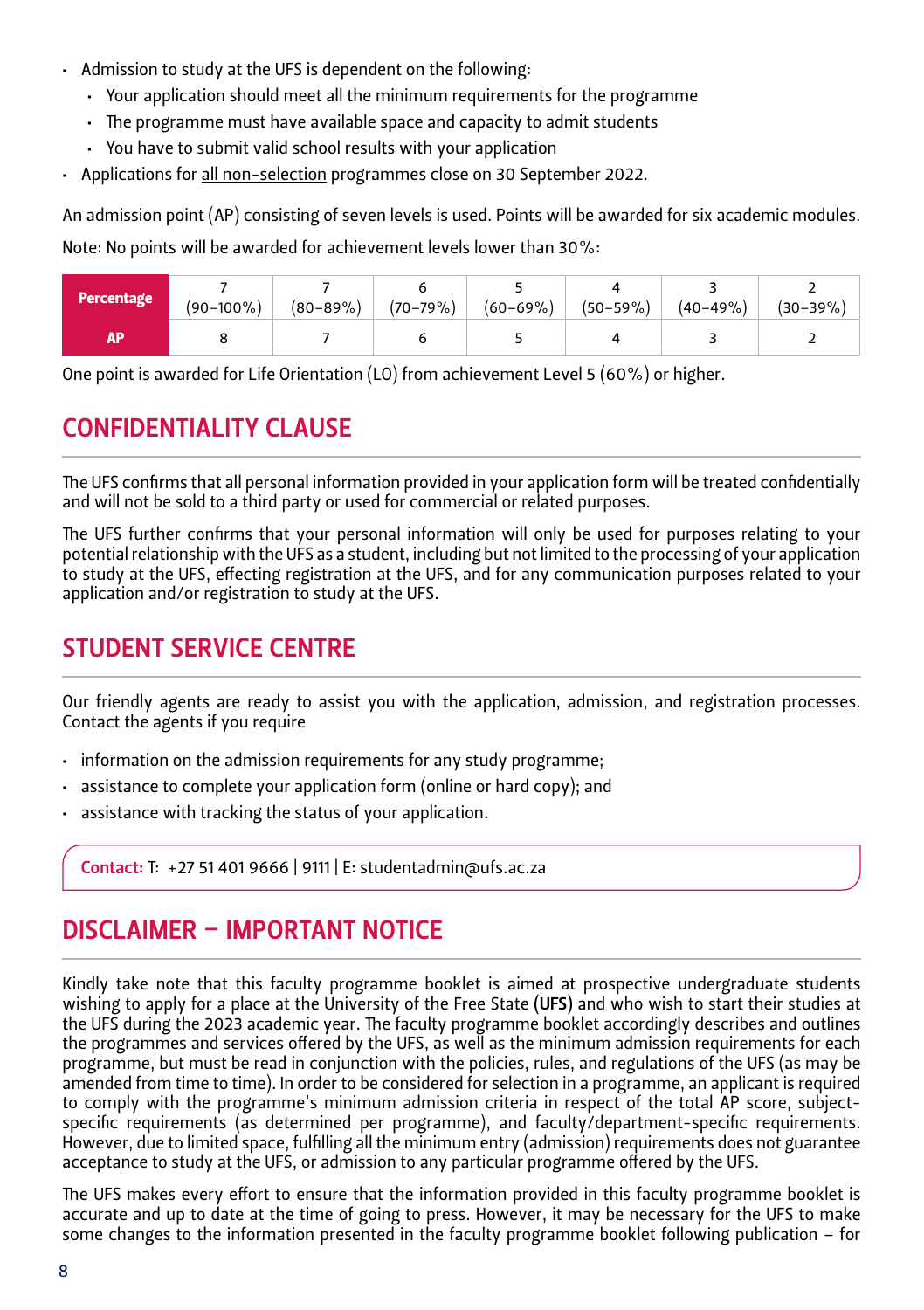- Admission to study at the UFS is dependent on the following:
  - Your application should meet all the minimum requirements for the programme
  - The programme must have available space and capacity to admit students
  - You have to submit valid school results with your application
- Applications for all non-selection programmes close on 30 September 2022.

An admission point (AP) consisting of seven levels is used. Points will be awarded for six academic modules.

Note: No points will be awarded for achievement levels lower than 30%:

| **Percentage** | 7 (90–100%) | 7 (80–89%) | 6 (70–79%) | 5 (60–69%) | 4 (50–59%) | 3 (40–49%) | 2 (30–39%) |
|---|---|---|---|---|---|---|---|
| **AP** | 8 | 7 | 6 | 5 | 4 | 3 | 2 |

One point is awarded for Life Orientation (LO) from achievement Level 5 (60%) or higher.

## CONFIDENTIALITY CLAUSE

The UFS confirms that all personal information provided in your application form will be treated confidentially and will not be sold to a third party or used for commercial or related purposes.

The UFS further confirms that your personal information will only be used for purposes relating to your potential relationship with the UFS as a student, including but not limited to the processing of your application to study at the UFS, effecting registration at the UFS, and for any communication purposes related to your application and/or registration to study at the UFS.

## STUDENT SERVICE CENTRE

Our friendly agents are ready to assist you with the application, admission, and registration processes. Contact the agents if you require

- information on the admission requirements for any study programme;
- assistance to complete your application form (online or hard copy); and
- assistance with tracking the status of your application.

**Contact:** T: +27 51 401 9666 | 9111 | E: studentadmin@ufs.ac.za

## DISCLAIMER – IMPORTANT NOTICE

Kindly take note that this faculty programme booklet is aimed at prospective undergraduate students wishing to apply for a place at the University of the Free State (**UFS**) and who wish to start their studies at the UFS during the 2023 academic year. The faculty programme booklet accordingly describes and outlines the programmes and services offered by the UFS, as well as the minimum admission requirements for each programme, but must be read in conjunction with the policies, rules, and regulations of the UFS (as may be amended from time to time). In order to be considered for selection in a programme, an applicant is required to comply with the programme's minimum admission criteria in respect of the total AP score, subject-specific requirements (as determined per programme), and faculty/department-specific requirements. However, due to limited space, fulfilling all the minimum entry (admission) requirements does not guarantee acceptance to study at the UFS, or admission to any particular programme offered by the UFS.

The UFS makes every effort to ensure that the information provided in this faculty programme booklet is accurate and up to date at the time of going to press. However, it may be necessary for the UFS to make some changes to the information presented in the faculty programme booklet following publication – for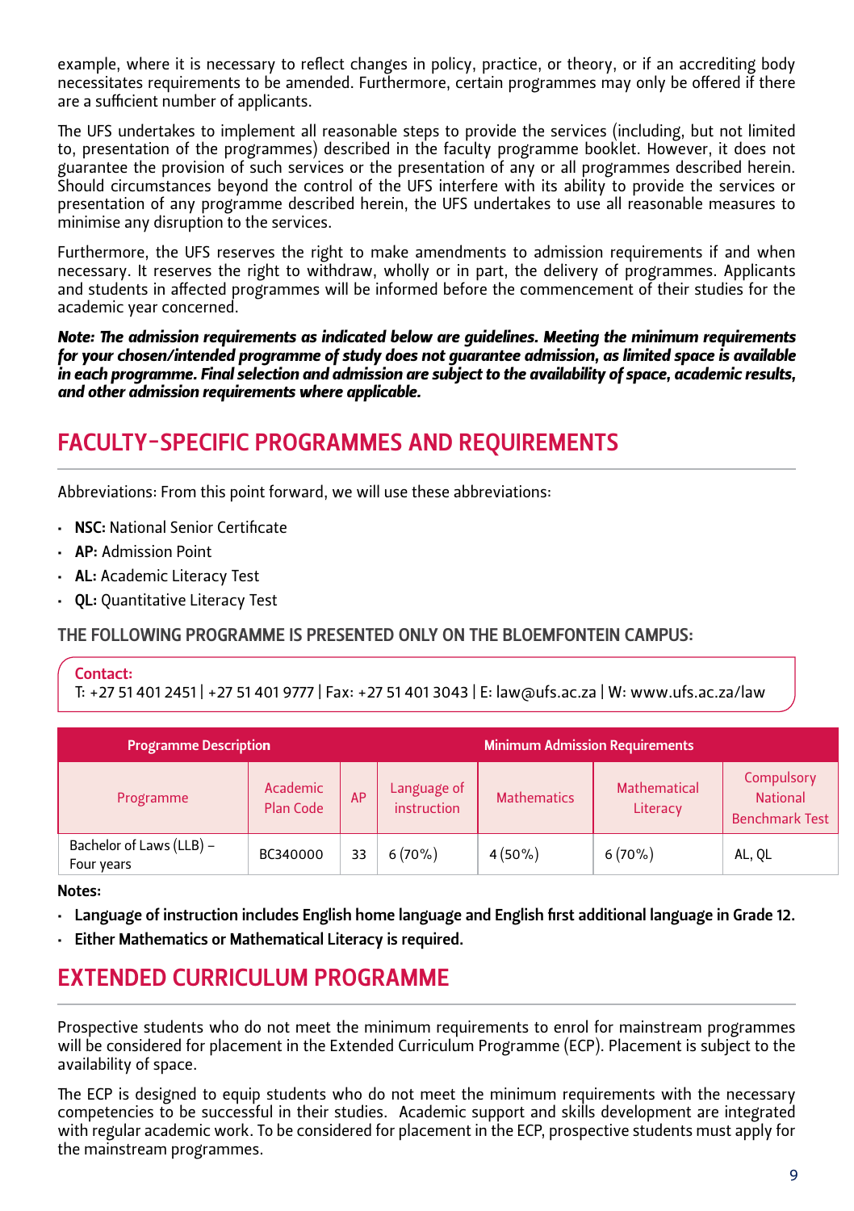example, where it is necessary to reflect changes in policy, practice, or theory, or if an accrediting body necessitates requirements to be amended. Furthermore, certain programmes may only be offered if there are a sufficient number of applicants.

The UFS undertakes to implement all reasonable steps to provide the services (including, but not limited to, presentation of the programmes) described in the faculty programme booklet. However, it does not guarantee the provision of such services or the presentation of any or all programmes described herein. Should circumstances beyond the control of the UFS interfere with its ability to provide the services or presentation of any programme described herein, the UFS undertakes to use all reasonable measures to minimise any disruption to the services.

Furthermore, the UFS reserves the right to make amendments to admission requirements if and when necessary. It reserves the right to withdraw, wholly or in part, the delivery of programmes. Applicants and students in affected programmes will be informed before the commencement of their studies for the academic year concerned.

***Note: The admission requirements as indicated below are guidelines. Meeting the minimum requirements for your chosen/intended programme of study does not guarantee admission, as limited space is available in each programme. Final selection and admission are subject to the availability of space, academic results, and other admission requirements where applicable.***

## FACULTY-SPECIFIC PROGRAMMES AND REQUIREMENTS

Abbreviations: From this point forward, we will use these abbreviations:

- **NSC:** National Senior Certificate
- **AP:** Admission Point
- **AL:** Academic Literacy Test
- **QL:** Quantitative Literacy Test

### THE FOLLOWING PROGRAMME IS PRESENTED ONLY ON THE BLOEMFONTEIN CAMPUS:

**Contact:**
T: +27 51 401 2451 | +27 51 401 9777 | Fax: +27 51 401 3043 | E: law@ufs.ac.za | W: www.ufs.ac.za/law

| Programme Description | | Minimum Admission Requirements | | | | |
|---|---|---|---|---|---|---|
| Programme | Academic Plan Code | AP | Language of instruction | Mathematics | Mathematical Literacy | Compulsory National Benchmark Test |
| Bachelor of Laws (LLB) – Four years | BC340000 | 33 | 6 (70%) | 4 (50%) | 6 (70%) | AL, QL |

**Notes:**

- **Language of instruction includes English home language and English first additional language in Grade 12.**
- **Either Mathematics or Mathematical Literacy is required.**

## EXTENDED CURRICULUM PROGRAMME

Prospective students who do not meet the minimum requirements to enrol for mainstream programmes will be considered for placement in the Extended Curriculum Programme (ECP). Placement is subject to the availability of space.

The ECP is designed to equip students who do not meet the minimum requirements with the necessary competencies to be successful in their studies. Academic support and skills development are integrated with regular academic work. To be considered for placement in the ECP, prospective students must apply for the mainstream programmes.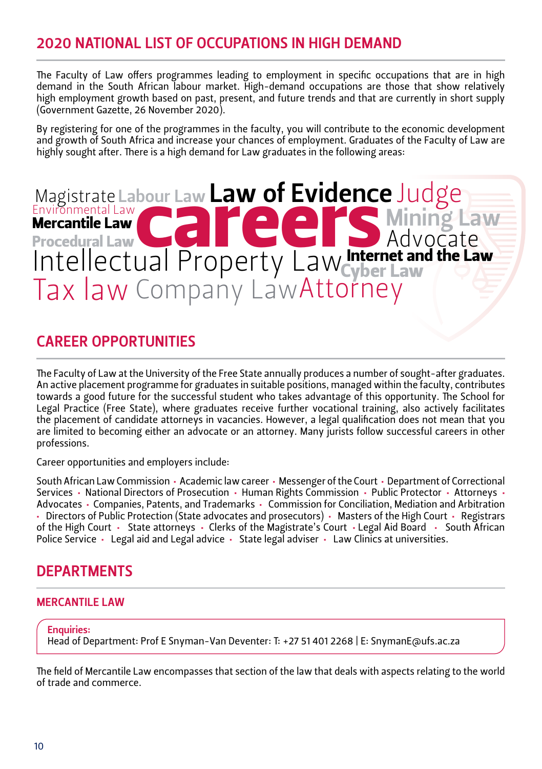## 2020 NATIONAL LIST OF OCCUPATIONS IN HIGH DEMAND

The Faculty of Law offers programmes leading to employment in specific occupations that are in high demand in the South African labour market. High-demand occupations are those that show relatively high employment growth based on past, present, and future trends and that are currently in short supply (Government Gazette, 26 November 2020).

By registering for one of the programmes in the faculty, you will contribute to the economic development and growth of South Africa and increase your chances of employment. Graduates of the Faculty of Law are highly sought after. There is a high demand for Law graduates in the following areas:

Magistrate Labour Law **Law of Evidence** Judge
Environmental Law
**Mercantile Law** **careers** Mining Law
Procedural Law Advocate
Intellectual Property Law **Internet and the Law**
Cyber Law
Tax law Company Law Attorney

## CAREER OPPORTUNITIES

The Faculty of Law at the University of the Free State annually produces a number of sought-after graduates. An active placement programme for graduates in suitable positions, managed within the faculty, contributes towards a good future for the successful student who takes advantage of this opportunity. The School for Legal Practice (Free State), where graduates receive further vocational training, also actively facilitates the placement of candidate attorneys in vacancies. However, a legal qualification does not mean that you are limited to becoming either an advocate or an attorney. Many jurists follow successful careers in other professions.

Career opportunities and employers include:

South African Law Commission • Academic law career • Messenger of the Court • Department of Correctional Services • National Directors of Prosecution • Human Rights Commission • Public Protector • Attorneys • Advocates • Companies, Patents, and Trademarks • Commission for Conciliation, Mediation and Arbitration • Directors of Public Protection (State advocates and prosecutors) • Masters of the High Court • Registrars of the High Court • State attorneys • Clerks of the Magistrate's Court • Legal Aid Board • South African Police Service • Legal aid and Legal advice • State legal adviser • Law Clinics at universities.

## DEPARTMENTS

### MERCANTILE LAW

**Enquiries:**
Head of Department: Prof E Snyman-Van Deventer: T: +27 51 401 2268 | E: SnymanE@ufs.ac.za

The field of Mercantile Law encompasses that section of the law that deals with aspects relating to the world of trade and commerce.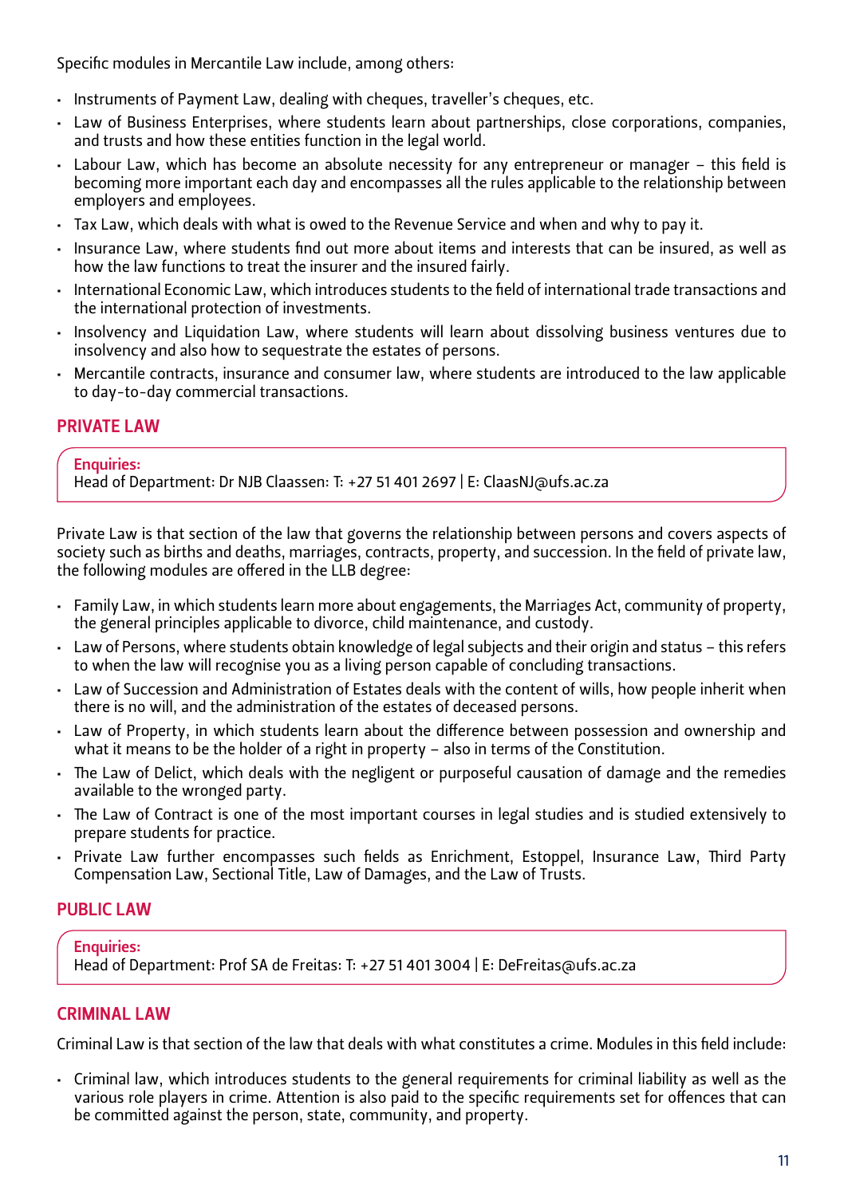Specific modules in Mercantile Law include, among others:

- Instruments of Payment Law, dealing with cheques, traveller's cheques, etc.
- Law of Business Enterprises, where students learn about partnerships, close corporations, companies, and trusts and how these entities function in the legal world.
- Labour Law, which has become an absolute necessity for any entrepreneur or manager – this field is becoming more important each day and encompasses all the rules applicable to the relationship between employers and employees.
- Tax Law, which deals with what is owed to the Revenue Service and when and why to pay it.
- Insurance Law, where students find out more about items and interests that can be insured, as well as how the law functions to treat the insurer and the insured fairly.
- International Economic Law, which introduces students to the field of international trade transactions and the international protection of investments.
- Insolvency and Liquidation Law, where students will learn about dissolving business ventures due to insolvency and also how to sequestrate the estates of persons.
- Mercantile contracts, insurance and consumer law, where students are introduced to the law applicable to day-to-day commercial transactions.

## PRIVATE LAW

**Enquiries:**
Head of Department: Dr NJB Claassen: T: +27 51 401 2697 | E: ClaasNJ@ufs.ac.za

Private Law is that section of the law that governs the relationship between persons and covers aspects of society such as births and deaths, marriages, contracts, property, and succession. In the field of private law, the following modules are offered in the LLB degree:

- Family Law, in which students learn more about engagements, the Marriages Act, community of property, the general principles applicable to divorce, child maintenance, and custody.
- Law of Persons, where students obtain knowledge of legal subjects and their origin and status – this refers to when the law will recognise you as a living person capable of concluding transactions.
- Law of Succession and Administration of Estates deals with the content of wills, how people inherit when there is no will, and the administration of the estates of deceased persons.
- Law of Property, in which students learn about the difference between possession and ownership and what it means to be the holder of a right in property – also in terms of the Constitution.
- The Law of Delict, which deals with the negligent or purposeful causation of damage and the remedies available to the wronged party.
- The Law of Contract is one of the most important courses in legal studies and is studied extensively to prepare students for practice.
- Private Law further encompasses such fields as Enrichment, Estoppel, Insurance Law, Third Party Compensation Law, Sectional Title, Law of Damages, and the Law of Trusts.

## PUBLIC LAW

**Enquiries:**
Head of Department: Prof SA de Freitas: T: +27 51 401 3004 | E: DeFreitas@ufs.ac.za

## CRIMINAL LAW

Criminal Law is that section of the law that deals with what constitutes a crime. Modules in this field include:

- Criminal law, which introduces students to the general requirements for criminal liability as well as the various role players in crime. Attention is also paid to the specific requirements set for offences that can be committed against the person, state, community, and property.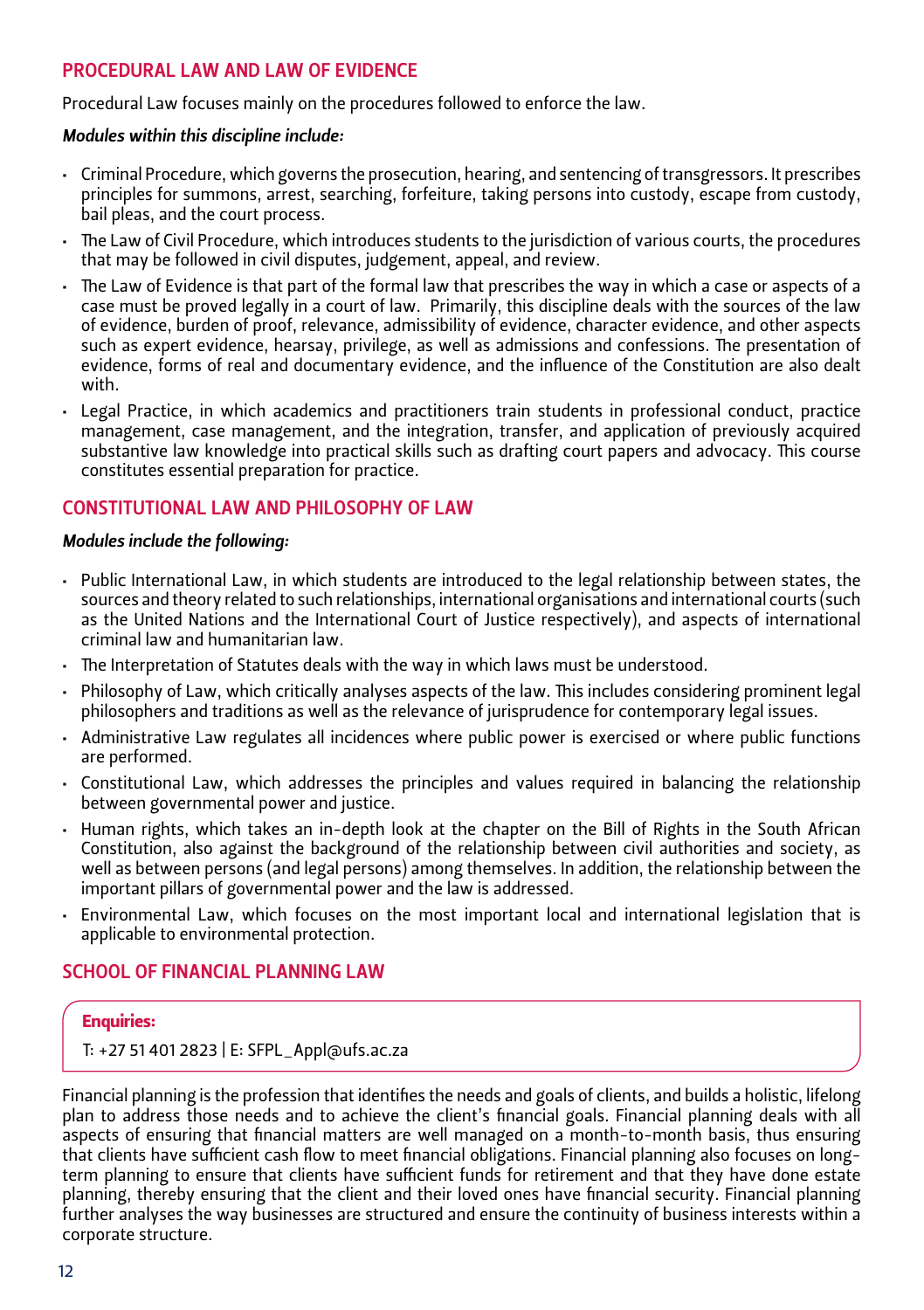## PROCEDURAL LAW AND LAW OF EVIDENCE

Procedural Law focuses mainly on the procedures followed to enforce the law.

***Modules within this discipline include:***

- Criminal Procedure, which governs the prosecution, hearing, and sentencing of transgressors. It prescribes principles for summons, arrest, searching, forfeiture, taking persons into custody, escape from custody, bail pleas, and the court process.
- The Law of Civil Procedure, which introduces students to the jurisdiction of various courts, the procedures that may be followed in civil disputes, judgement, appeal, and review.
- The Law of Evidence is that part of the formal law that prescribes the way in which a case or aspects of a case must be proved legally in a court of law. Primarily, this discipline deals with the sources of the law of evidence, burden of proof, relevance, admissibility of evidence, character evidence, and other aspects such as expert evidence, hearsay, privilege, as well as admissions and confessions. The presentation of evidence, forms of real and documentary evidence, and the influence of the Constitution are also dealt with.
- Legal Practice, in which academics and practitioners train students in professional conduct, practice management, case management, and the integration, transfer, and application of previously acquired substantive law knowledge into practical skills such as drafting court papers and advocacy. This course constitutes essential preparation for practice.

## CONSTITUTIONAL LAW AND PHILOSOPHY OF LAW

***Modules include the following:***

- Public International Law, in which students are introduced to the legal relationship between states, the sources and theory related to such relationships, international organisations and international courts (such as the United Nations and the International Court of Justice respectively), and aspects of international criminal law and humanitarian law.
- The Interpretation of Statutes deals with the way in which laws must be understood.
- Philosophy of Law, which critically analyses aspects of the law. This includes considering prominent legal philosophers and traditions as well as the relevance of jurisprudence for contemporary legal issues.
- Administrative Law regulates all incidences where public power is exercised or where public functions are performed.
- Constitutional Law, which addresses the principles and values required in balancing the relationship between governmental power and justice.
- Human rights, which takes an in-depth look at the chapter on the Bill of Rights in the South African Constitution, also against the background of the relationship between civil authorities and society, as well as between persons (and legal persons) among themselves. In addition, the relationship between the important pillars of governmental power and the law is addressed.
- Environmental Law, which focuses on the most important local and international legislation that is applicable to environmental protection.

## SCHOOL OF FINANCIAL PLANNING LAW

**Enquiries:**

T: +27 51 401 2823 | E: SFPL_Appl@ufs.ac.za

Financial planning is the profession that identifies the needs and goals of clients, and builds a holistic, lifelong plan to address those needs and to achieve the client's financial goals. Financial planning deals with all aspects of ensuring that financial matters are well managed on a month-to-month basis, thus ensuring that clients have sufficient cash flow to meet financial obligations. Financial planning also focuses on long-term planning to ensure that clients have sufficient funds for retirement and that they have done estate planning, thereby ensuring that the client and their loved ones have financial security. Financial planning further analyses the way businesses are structured and ensure the continuity of business interests within a corporate structure.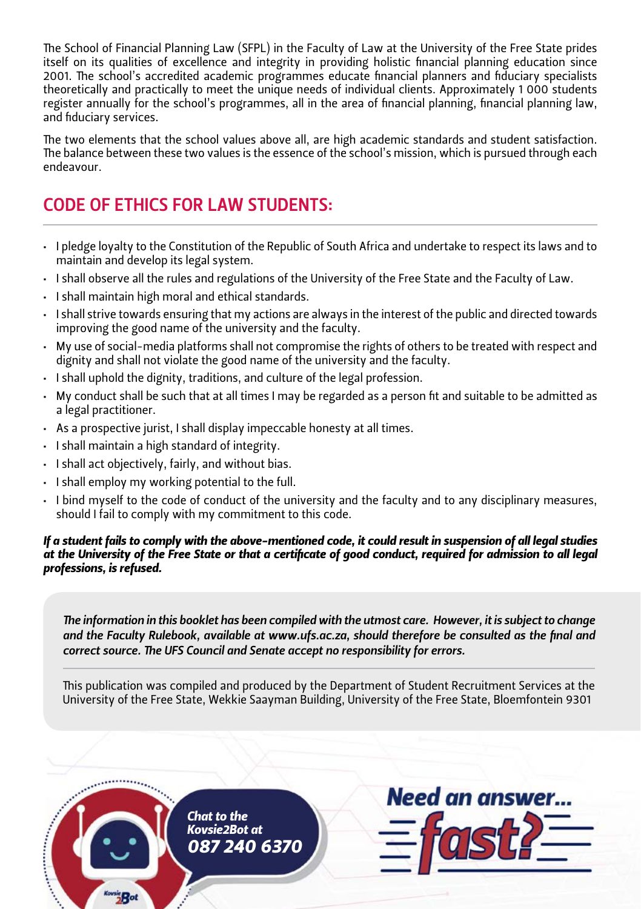The School of Financial Planning Law (SFPL) in the Faculty of Law at the University of the Free State prides itself on its qualities of excellence and integrity in providing holistic financial planning education since 2001. The school's accredited academic programmes educate financial planners and fiduciary specialists theoretically and practically to meet the unique needs of individual clients. Approximately 1 000 students register annually for the school's programmes, all in the area of financial planning, financial planning law, and fiduciary services.

The two elements that the school values above all, are high academic standards and student satisfaction. The balance between these two values is the essence of the school's mission, which is pursued through each endeavour.

## CODE OF ETHICS FOR LAW STUDENTS:

- I pledge loyalty to the Constitution of the Republic of South Africa and undertake to respect its laws and to maintain and develop its legal system.
- I shall observe all the rules and regulations of the University of the Free State and the Faculty of Law.
- I shall maintain high moral and ethical standards.
- I shall strive towards ensuring that my actions are always in the interest of the public and directed towards improving the good name of the university and the faculty.
- My use of social-media platforms shall not compromise the rights of others to be treated with respect and dignity and shall not violate the good name of the university and the faculty.
- I shall uphold the dignity, traditions, and culture of the legal profession.
- My conduct shall be such that at all times I may be regarded as a person fit and suitable to be admitted as a legal practitioner.
- As a prospective jurist, I shall display impeccable honesty at all times.
- I shall maintain a high standard of integrity.
- I shall act objectively, fairly, and without bias.
- I shall employ my working potential to the full.
- I bind myself to the code of conduct of the university and the faculty and to any disciplinary measures, should I fail to comply with my commitment to this code.

***If a student fails to comply with the above-mentioned code, it could result in suspension of all legal studies at the University of the Free State or that a certificate of good conduct, required for admission to all legal professions, is refused.***

*The information in this booklet has been compiled with the utmost care. However, it is subject to change and the Faculty Rulebook, available at www.ufs.ac.za, should therefore be consulted as the final and correct source. The UFS Council and Senate accept no responsibility for errors.*

This publication was compiled and produced by the Department of Student Recruitment Services at the University of the Free State, Wekkie Saayman Building, University of the Free State, Bloemfontein 9301

**Chat to the Kovsie2Bot at 087 240 6370**

**Need an answer... fast?**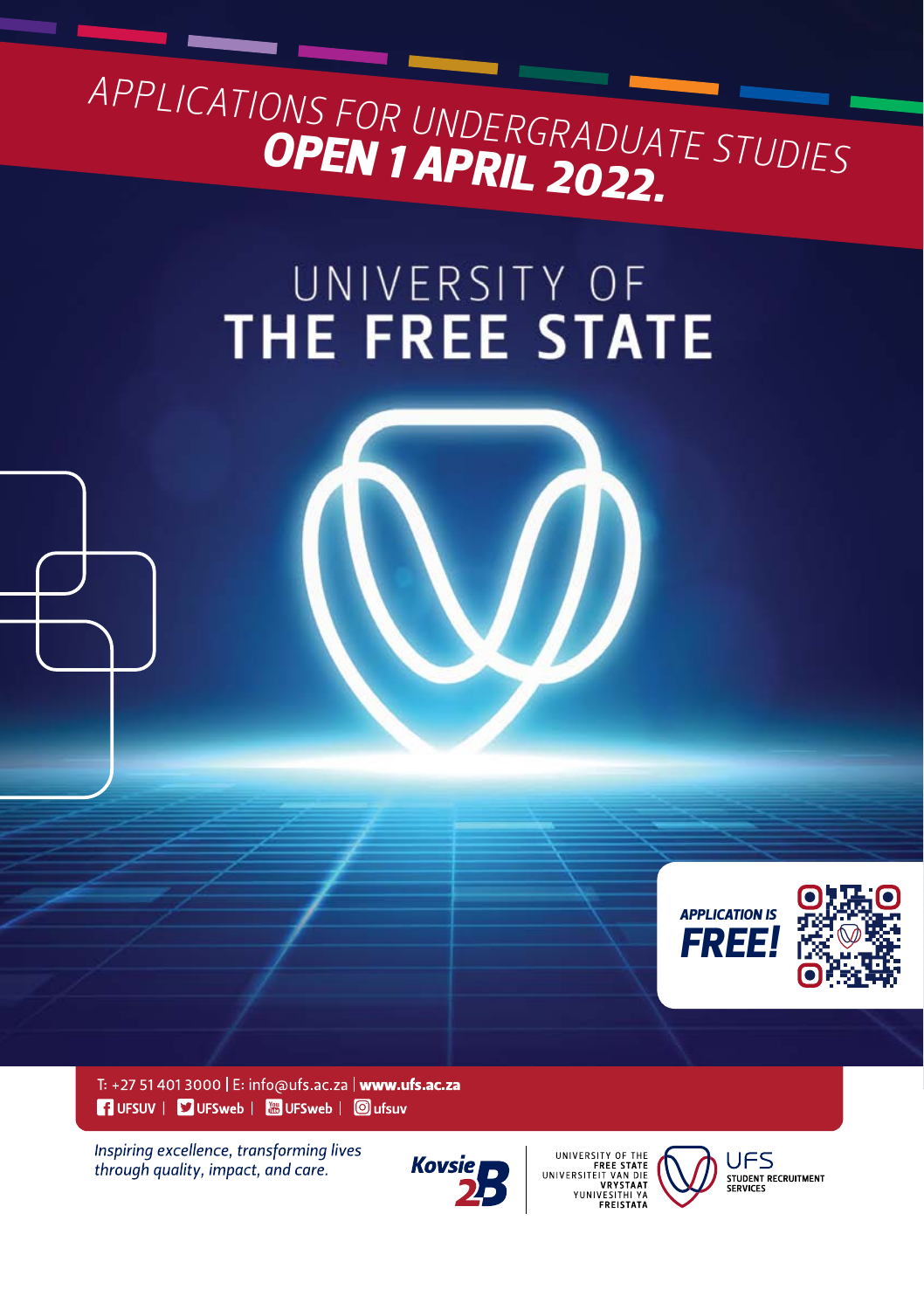APPLICATIONS FOR UNDERGRADUATE STUDIES

**OPEN 1 APRIL 2022.**

# UNIVERSITY OF THE FREE STATE

***APPLICATION IS FREE!***

T: +27 51 401 3000 | E: info@ufs.ac.za | **www.ufs.ac.za**

**UFSUV** | **UFSweb** | **UFSweb** | **ufsuv**

*Inspiring excellence, transforming lives through quality, impact, and care.*

Kovsie 2B

UNIVERSITY OF THE FREE STATE
UNIVERSITEIT VAN DIE VRYSTAAT
YUNIVESITHI YA FREISTATA

UFS STUDENT RECRUITMENT SERVICES